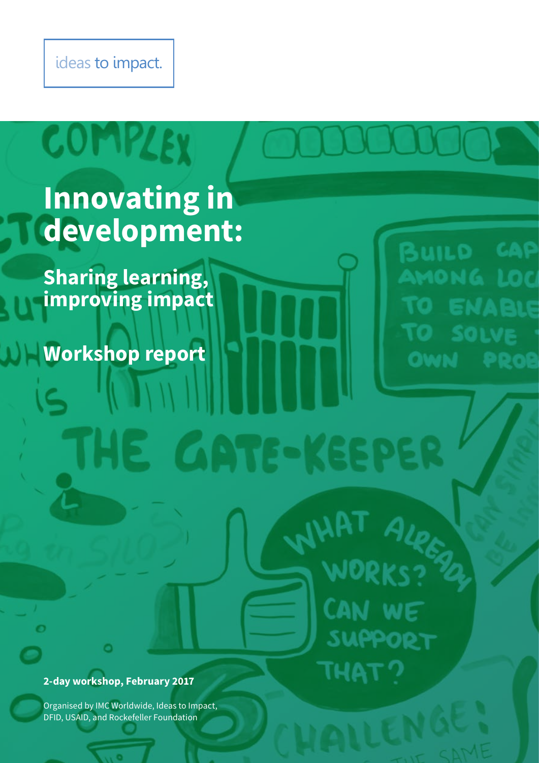ideas to impact.

# Innovating in development:

## Sharing learning, improving impact

## Workshop report

**2-day workshop, February 2017**

Organised by IMC Worldwide, Ideas to Impact, DFID, USAID, and Rockefeller Foundation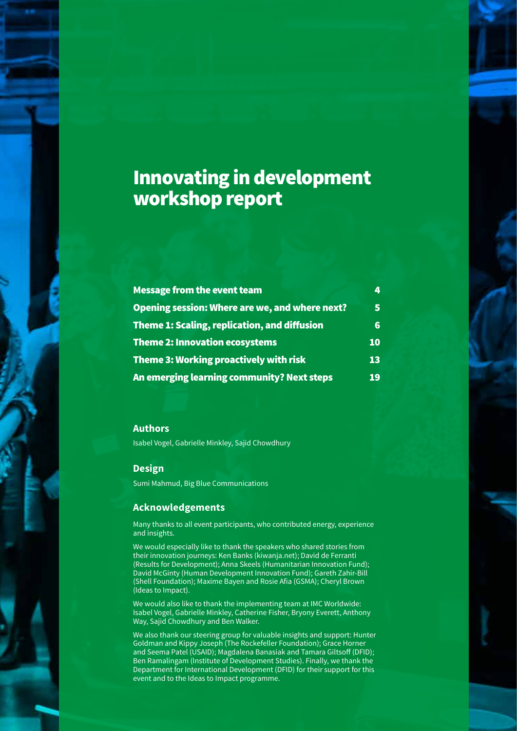# Innovating in development workshop report

| | |
|---|---|
| **Message from the event team** | **4** |
| **Opening session: Where are we, and where next?** | **5** |
| **Theme 1: Scaling, replication, and diffusion** | **6** |
| **Theme 2: Innovation ecosystems** | **10** |
| **Theme 3: Working proactively with risk** | **13** |
| **An emerging learning community? Next steps** | **19** |

### Authors

Isabel Vogel, Gabrielle Minkley, Sajid Chowdhury

### Design

Sumi Mahmud, Big Blue Communications

### Acknowledgements

Many thanks to all event participants, who contributed energy, experience and insights.

We would especially like to thank the speakers who shared stories from their innovation journeys: Ken Banks (kiwanja.net); David de Ferranti (Results for Development); Anna Skeels (Humanitarian Innovation Fund); David McGinty (Human Development Innovation Fund); Gareth Zahir-Bill (Shell Foundation); Maxime Bayen and Rosie Afia (GSMA); Cheryl Brown (Ideas to Impact).

We would also like to thank the implementing team at IMC Worldwide: Isabel Vogel, Gabrielle Minkley, Catherine Fisher, Bryony Everett, Anthony Way, Sajid Chowdhury and Ben Walker.

We also thank our steering group for valuable insights and support: Hunter Goldman and Kippy Joseph (The Rockefeller Foundation); Grace Horner and Seema Patel (USAID); Magdalena Banasiak and Tamara Giltsoff (DFID); Ben Ramalingam (Institute of Development Studies). Finally, we thank the Department for International Development (DFID) for their support for this event and to the Ideas to Impact programme.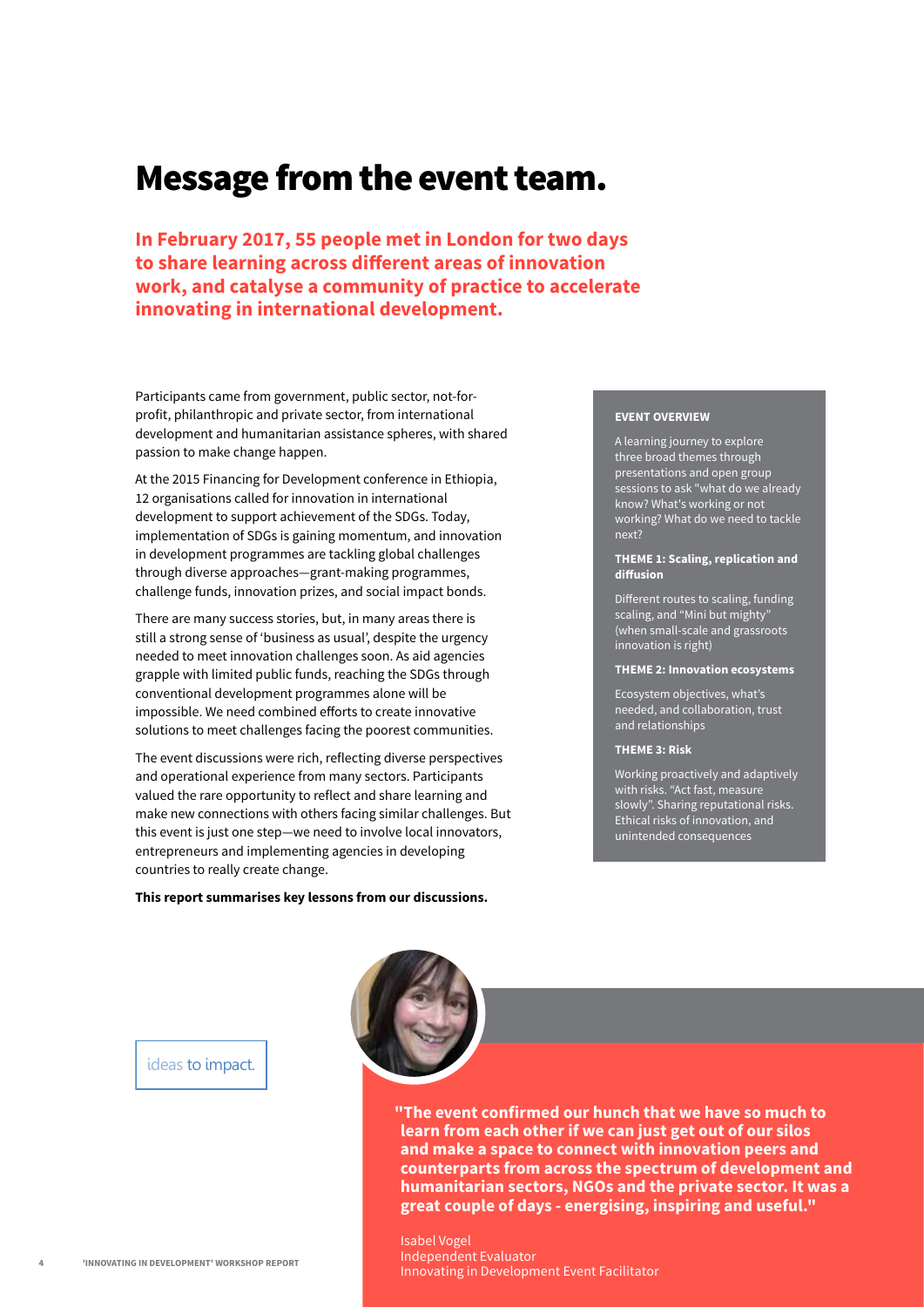# Message from the event team.

**In February 2017, 55 people met in London for two days to share learning across different areas of innovation work, and catalyse a community of practice to accelerate innovating in international development.**

Participants came from government, public sector, not-for-profit, philanthropic and private sector, from international development and humanitarian assistance spheres, with shared passion to make change happen.

At the 2015 Financing for Development conference in Ethiopia, 12 organisations called for innovation in international development to support achievement of the SDGs. Today, implementation of SDGs is gaining momentum, and innovation in development programmes are tackling global challenges through diverse approaches—grant-making programmes, challenge funds, innovation prizes, and social impact bonds.

There are many success stories, but, in many areas there is still a strong sense of 'business as usual', despite the urgency needed to meet innovation challenges soon. As aid agencies grapple with limited public funds, reaching the SDGs through conventional development programmes alone will be impossible. We need combined efforts to create innovative solutions to meet challenges facing the poorest communities.

The event discussions were rich, reflecting diverse perspectives and operational experience from many sectors. Participants valued the rare opportunity to reflect and share learning and make new connections with others facing similar challenges. But this event is just one step—we need to involve local innovators, entrepreneurs and implementing agencies in developing countries to really create change.

**This report summarises key lessons from our discussions.**

**EVENT OVERVIEW**

A learning journey to explore three broad themes through presentations and open group sessions to ask "what do we already know? What's working or not working? What do we need to tackle next?

**THEME 1: Scaling, replication and diffusion**

Different routes to scaling, funding scaling, and "Mini but mighty" (when small-scale and grassroots innovation is right)

**THEME 2: Innovation ecosystems**

Ecosystem objectives, what's needed, and collaboration, trust and relationships

**THEME 3: Risk**

Working proactively and adaptively with risks. "Act fast, measure slowly". Sharing reputational risks. Ethical risks of innovation, and unintended consequences

ideas to impact.

**"The event confirmed our hunch that we have so much to learn from each other if we can just get out of our silos and make a space to connect with innovation peers and counterparts from across the spectrum of development and humanitarian sectors, NGOs and the private sector. It was a great couple of days - energising, inspiring and useful."**

Isabel Vogel
Independent Evaluator
Innovating in Development Event Facilitator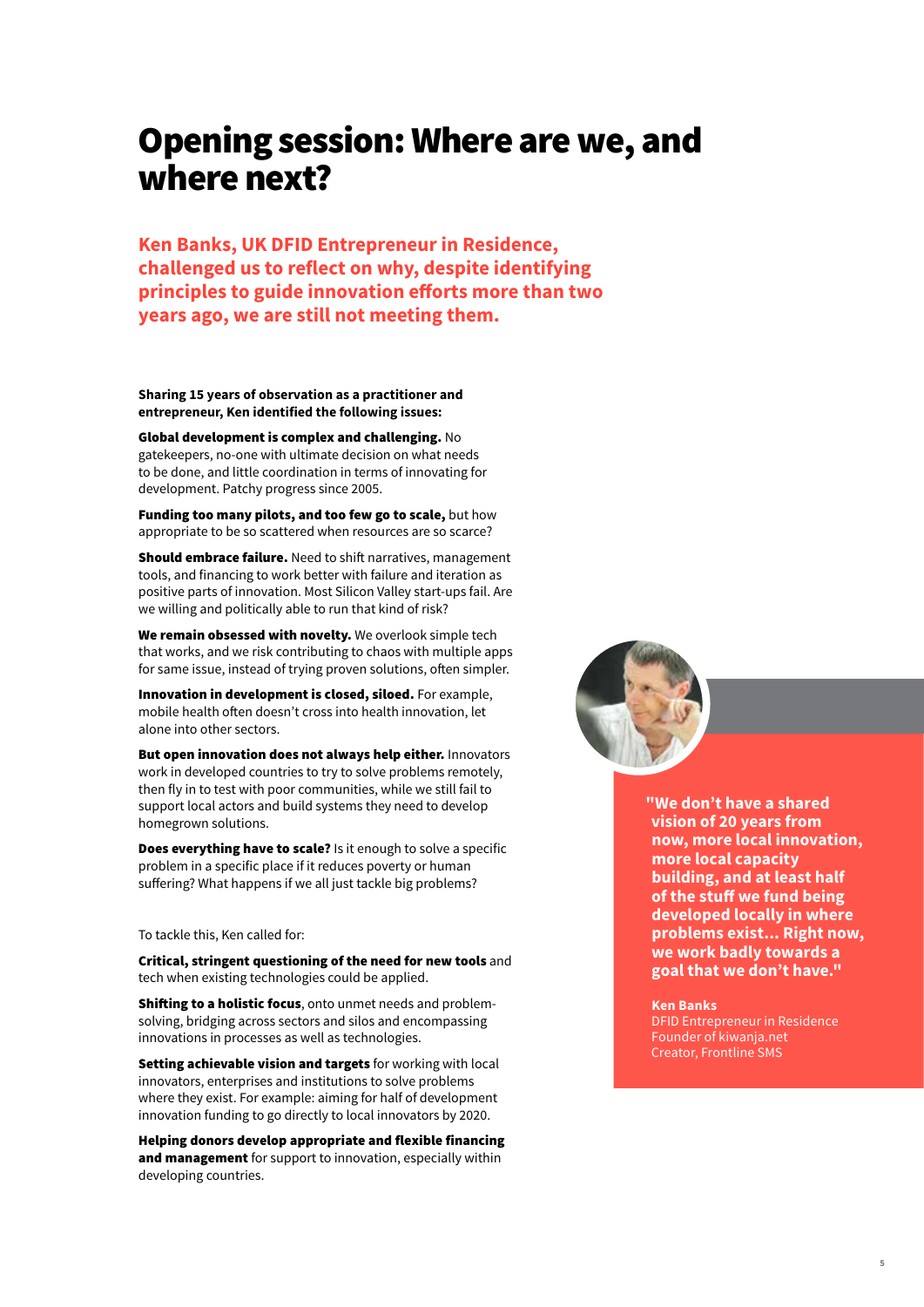# Opening session: Where are we, and where next?

**Ken Banks, UK DFID Entrepreneur in Residence, challenged us to reflect on why, despite identifying principles to guide innovation efforts more than two years ago, we are still not meeting them.**

**Sharing 15 years of observation as a practitioner and entrepreneur, Ken identified the following issues:**

**Global development is complex and challenging.** No gatekeepers, no-one with ultimate decision on what needs to be done, and little coordination in terms of innovating for development. Patchy progress since 2005.

**Funding too many pilots, and too few go to scale,** but how appropriate to be so scattered when resources are so scarce?

**Should embrace failure.** Need to shift narratives, management tools, and financing to work better with failure and iteration as positive parts of innovation. Most Silicon Valley start-ups fail. Are we willing and politically able to run that kind of risk?

**We remain obsessed with novelty.** We overlook simple tech that works, and we risk contributing to chaos with multiple apps for same issue, instead of trying proven solutions, often simpler.

**Innovation in development is closed, siloed.** For example, mobile health often doesn't cross into health innovation, let alone into other sectors.

**But open innovation does not always help either.** Innovators work in developed countries to try to solve problems remotely, then fly in to test with poor communities, while we still fail to support local actors and build systems they need to develop homegrown solutions.

**Does everything have to scale?** Is it enough to solve a specific problem in a specific place if it reduces poverty or human suffering? What happens if we all just tackle big problems?

To tackle this, Ken called for:

**Critical, stringent questioning of the need for new tools** and tech when existing technologies could be applied.

**Shifting to a holistic focus**, onto unmet needs and problem-solving, bridging across sectors and silos and encompassing innovations in processes as well as technologies.

**Setting achievable vision and targets** for working with local innovators, enterprises and institutions to solve problems where they exist. For example: aiming for half of development innovation funding to go directly to local innovators by 2020.

**Helping donors develop appropriate and flexible financing and management** for support to innovation, especially within developing countries.

**"We don't have a shared vision of 20 years from now, more local innovation, more local capacity building, and at least half of the stuff we fund being developed locally in where problems exist... Right now, we work badly towards a goal that we don't have."**

**Ken Banks**
DFID Entrepreneur in Residence
Founder of kiwanja.net
Creator, Frontline SMS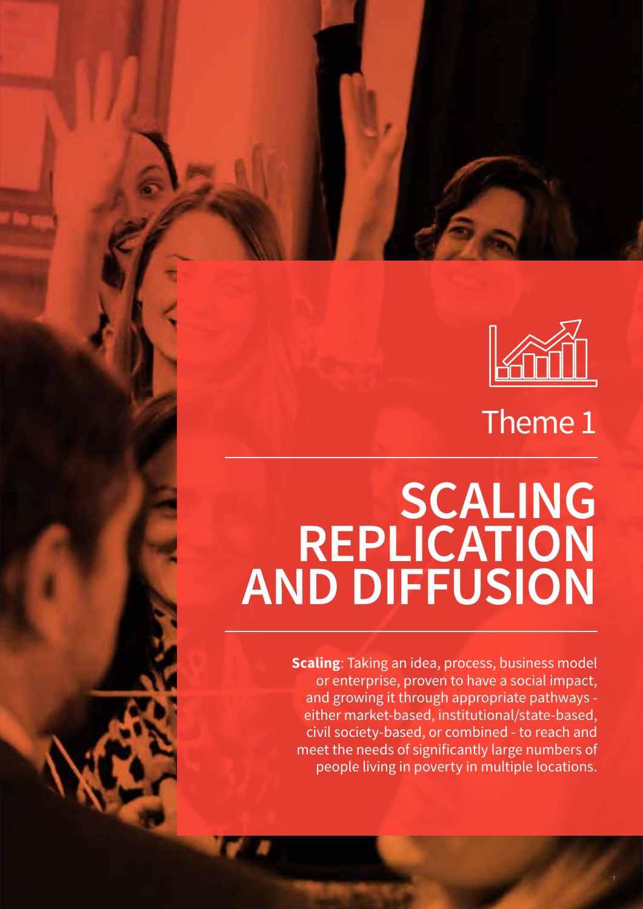Theme 1

# SCALING REPLICATION AND DIFFUSION

**Scaling**: Taking an idea, process, business model or enterprise, proven to have a social impact, and growing it through appropriate pathways - either market-based, institutional/state-based, civil society-based, or combined - to reach and meet the needs of significantly large numbers of people living in poverty in multiple locations.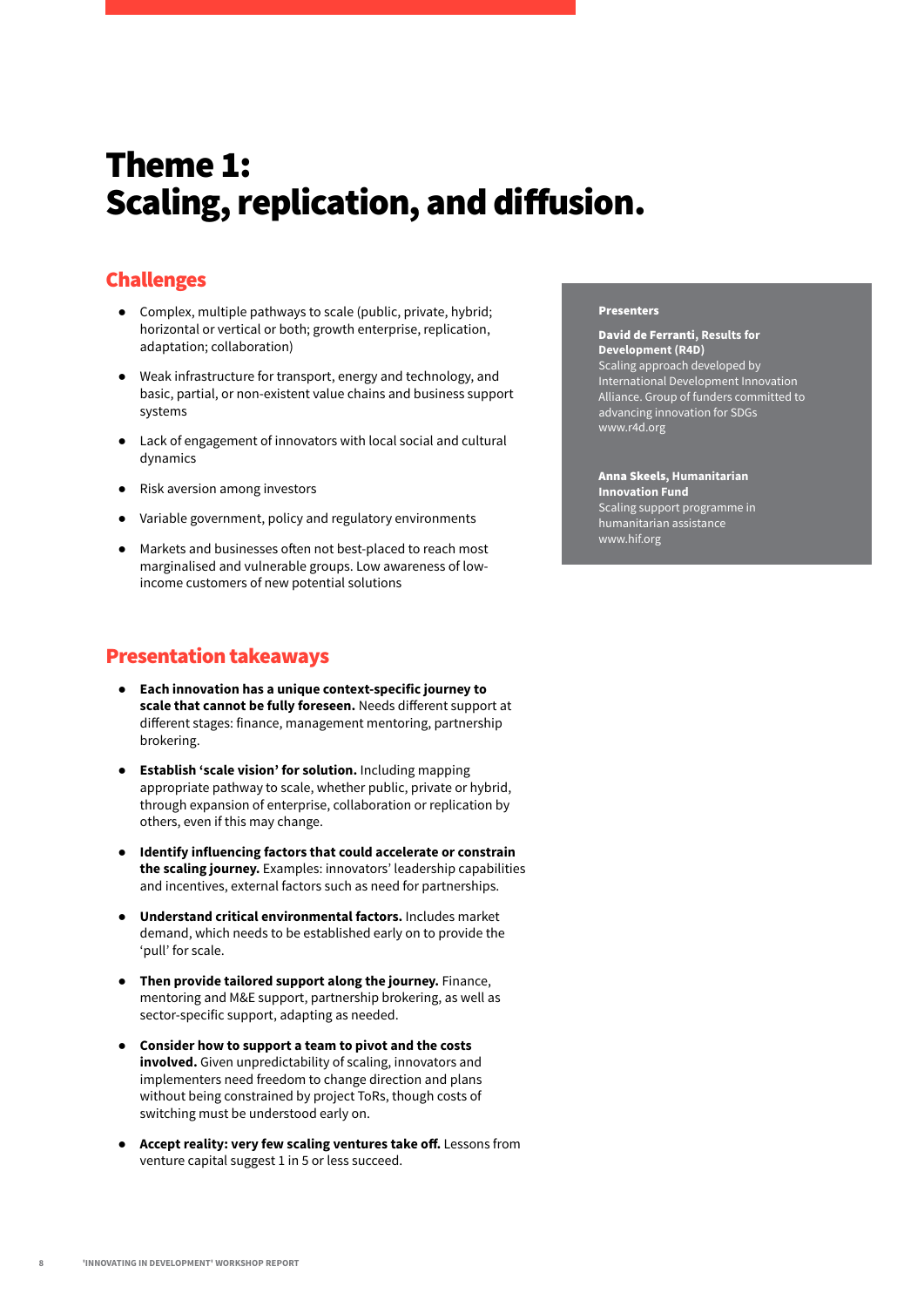# Theme 1: Scaling, replication, and diffusion.

## Challenges

- Complex, multiple pathways to scale (public, private, hybrid; horizontal or vertical or both; growth enterprise, replication, adaptation; collaboration)
- Weak infrastructure for transport, energy and technology, and basic, partial, or non-existent value chains and business support systems
- Lack of engagement of innovators with local social and cultural dynamics
- Risk aversion among investors
- Variable government, policy and regulatory environments
- Markets and businesses often not best-placed to reach most marginalised and vulnerable groups. Low awareness of low-income customers of new potential solutions

**Presenters**

**David de Ferranti, Results for Development (R4D)**
Scaling approach developed by International Development Innovation Alliance. Group of funders committed to advancing innovation for SDGs
www.r4d.org

**Anna Skeels, Humanitarian Innovation Fund**
Scaling support programme in humanitarian assistance
www.hif.org

## Presentation takeaways

- **Each innovation has a unique context-specific journey to scale that cannot be fully foreseen.** Needs different support at different stages: finance, management mentoring, partnership brokering.
- **Establish 'scale vision' for solution.** Including mapping appropriate pathway to scale, whether public, private or hybrid, through expansion of enterprise, collaboration or replication by others, even if this may change.
- **Identify influencing factors that could accelerate or constrain the scaling journey.** Examples: innovators' leadership capabilities and incentives, external factors such as need for partnerships.
- **Understand critical environmental factors.** Includes market demand, which needs to be established early on to provide the 'pull' for scale.
- **Then provide tailored support along the journey.** Finance, mentoring and M&E support, partnership brokering, as well as sector-specific support, adapting as needed.
- **Consider how to support a team to pivot and the costs involved.** Given unpredictability of scaling, innovators and implementers need freedom to change direction and plans without being constrained by project ToRs, though costs of switching must be understood early on.
- **Accept reality: very few scaling ventures take off.** Lessons from venture capital suggest 1 in 5 or less succeed.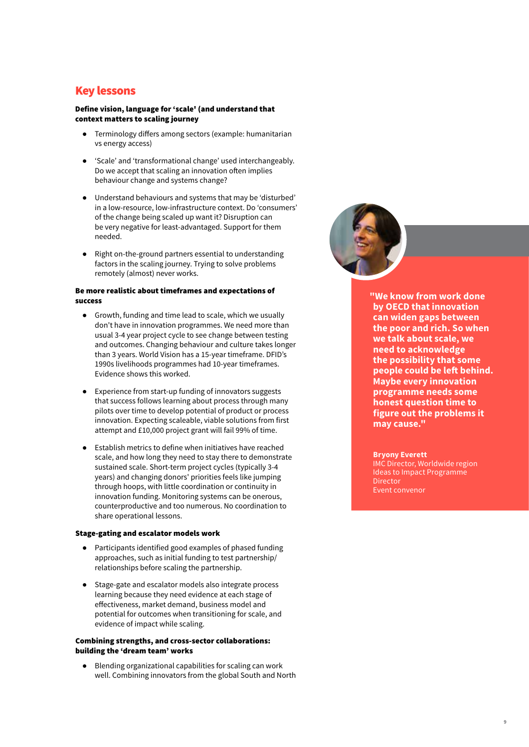## Key lessons

**Define vision, language for 'scale' (and understand that context matters to scaling journey**

- Terminology differs among sectors (example: humanitarian vs energy access)
- 'Scale' and 'transformational change' used interchangeably. Do we accept that scaling an innovation often implies behaviour change and systems change?
- Understand behaviours and systems that may be 'disturbed' in a low-resource, low-infrastructure context. Do 'consumers' of the change being scaled up want it? Disruption can be very negative for least-advantaged. Support for them needed.
- Right on-the-ground partners essential to understanding factors in the scaling journey. Trying to solve problems remotely (almost) never works.

**Be more realistic about timeframes and expectations of success**

- Growth, funding and time lead to scale, which we usually don't have in innovation programmes. We need more than usual 3-4 year project cycle to see change between testing and outcomes. Changing behaviour and culture takes longer than 3 years. World Vision has a 15-year timeframe. DFID's 1990s livelihoods programmes had 10-year timeframes. Evidence shows this worked.
- Experience from start-up funding of innovators suggests that success follows learning about process through many pilots over time to develop potential of product or process innovation. Expecting scaleable, viable solutions from first attempt and £10,000 project grant will fail 99% of time.
- Establish metrics to define when initiatives have reached scale, and how long they need to stay there to demonstrate sustained scale. Short-term project cycles (typically 3-4 years) and changing donors' priorities feels like jumping through hoops, with little coordination or continuity in innovation funding. Monitoring systems can be onerous, counterproductive and too numerous. No coordination to share operational lessons.

**Stage-gating and escalator models work**

- Participants identified good examples of phased funding approaches, such as initial funding to test partnership/ relationships before scaling the partnership.
- Stage-gate and escalator models also integrate process learning because they need evidence at each stage of effectiveness, market demand, business model and potential for outcomes when transitioning for scale, and evidence of impact while scaling.

**Combining strengths, and cross-sector collaborations: building the 'dream team' works**

- Blending organizational capabilities for scaling can work well. Combining innovators from the global South and North

**"We know from work done by OECD that innovation can widen gaps between the poor and rich. So when we talk about scale, we need to acknowledge the possibility that some people could be left behind. Maybe every innovation programme needs some honest question time to figure out the problems it may cause."**

**Bryony Everett**
IMC Director, Worldwide region
Ideas to Impact Programme Director
Event convenor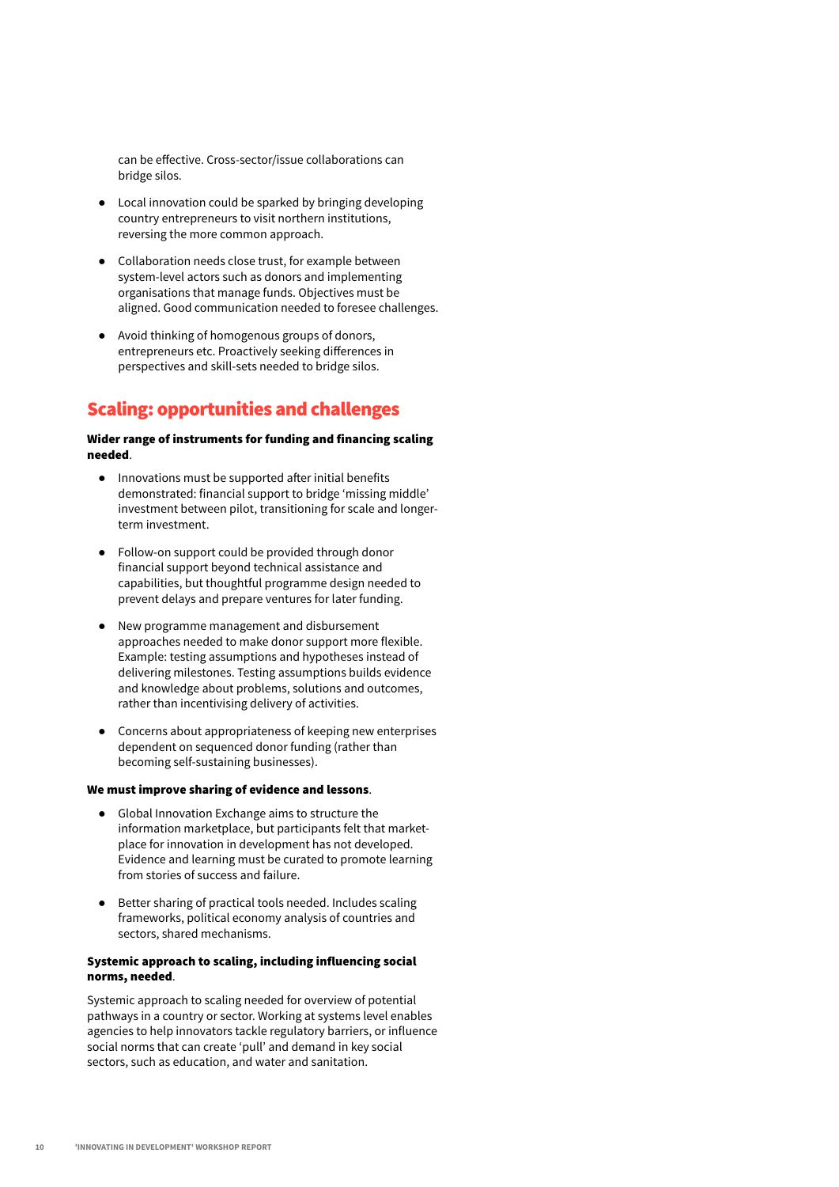can be effective. Cross-sector/issue collaborations can bridge silos.

- Local innovation could be sparked by bringing developing country entrepreneurs to visit northern institutions, reversing the more common approach.
- Collaboration needs close trust, for example between system-level actors such as donors and implementing organisations that manage funds. Objectives must be aligned. Good communication needed to foresee challenges.
- Avoid thinking of homogenous groups of donors, entrepreneurs etc. Proactively seeking differences in perspectives and skill-sets needed to bridge silos.

## Scaling: opportunities and challenges

**Wider range of instruments for funding and financing scaling needed**.

- Innovations must be supported after initial benefits demonstrated: financial support to bridge 'missing middle' investment between pilot, transitioning for scale and longer-term investment.
- Follow-on support could be provided through donor financial support beyond technical assistance and capabilities, but thoughtful programme design needed to prevent delays and prepare ventures for later funding.
- New programme management and disbursement approaches needed to make donor support more flexible. Example: testing assumptions and hypotheses instead of delivering milestones. Testing assumptions builds evidence and knowledge about problems, solutions and outcomes, rather than incentivising delivery of activities.
- Concerns about appropriateness of keeping new enterprises dependent on sequenced donor funding (rather than becoming self-sustaining businesses).

**We must improve sharing of evidence and lessons**.

- Global Innovation Exchange aims to structure the information marketplace, but participants felt that market-place for innovation in development has not developed. Evidence and learning must be curated to promote learning from stories of success and failure.
- Better sharing of practical tools needed. Includes scaling frameworks, political economy analysis of countries and sectors, shared mechanisms.

**Systemic approach to scaling, including influencing social norms, needed**.

Systemic approach to scaling needed for overview of potential pathways in a country or sector. Working at systems level enables agencies to help innovators tackle regulatory barriers, or influence social norms that can create 'pull' and demand in key social sectors, such as education, and water and sanitation.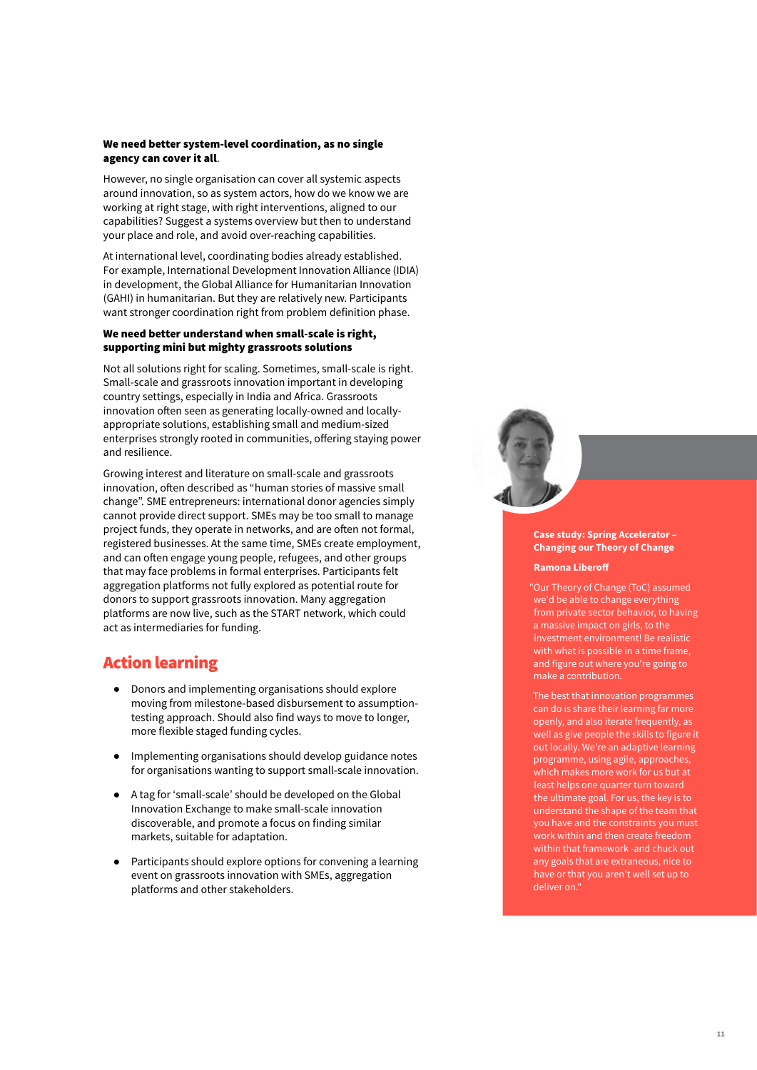**We need better system-level coordination, as no single agency can cover it all**.

However, no single organisation can cover all systemic aspects around innovation, so as system actors, how do we know we are working at right stage, with right interventions, aligned to our capabilities? Suggest a systems overview but then to understand your place and role, and avoid over-reaching capabilities.

At international level, coordinating bodies already established. For example, International Development Innovation Alliance (IDIA) in development, the Global Alliance for Humanitarian Innovation (GAHI) in humanitarian. But they are relatively new. Participants want stronger coordination right from problem definition phase.

**We need better understand when small-scale is right, supporting mini but mighty grassroots solutions**

Not all solutions right for scaling. Sometimes, small-scale is right. Small-scale and grassroots innovation important in developing country settings, especially in India and Africa. Grassroots innovation often seen as generating locally-owned and locally-appropriate solutions, establishing small and medium-sized enterprises strongly rooted in communities, offering staying power and resilience.

Growing interest and literature on small-scale and grassroots innovation, often described as "human stories of massive small change". SME entrepreneurs: international donor agencies simply cannot provide direct support. SMEs may be too small to manage project funds, they operate in networks, and are often not formal, registered businesses. At the same time, SMEs create employment, and can often engage young people, refugees, and other groups that may face problems in formal enterprises. Participants felt aggregation platforms not fully explored as potential route for donors to support grassroots innovation. Many aggregation platforms are now live, such as the START network, which could act as intermediaries for funding.

## Action learning

- Donors and implementing organisations should explore moving from milestone-based disbursement to assumption-testing approach. Should also find ways to move to longer, more flexible staged funding cycles.
- Implementing organisations should develop guidance notes for organisations wanting to support small-scale innovation.
- A tag for 'small-scale' should be developed on the Global Innovation Exchange to make small-scale innovation discoverable, and promote a focus on finding similar markets, suitable for adaptation.
- Participants should explore options for convening a learning event on grassroots innovation with SMEs, aggregation platforms and other stakeholders.

**Case study: Spring Accelerator – Changing our Theory of Change**

**Ramona Liberoff**

"Our Theory of Change (ToC) assumed we'd be able to change everything from private sector behavior, to having a massive impact on girls, to the investment environment! Be realistic with what is possible in a time frame, and figure out where you're going to make a contribution.

The best that innovation programmes can do is share their learning far more openly, and also iterate frequently, as well as give people the skills to figure it out locally. We're an adaptive learning programme, using agile, approaches, which makes more work for us but at least helps one quarter turn toward the ultimate goal. For us, the key is to understand the shape of the team that you have and the constraints you must work within and then create freedom within that framework -and chuck out any goals that are extraneous, nice to have or that you aren't well set up to deliver on."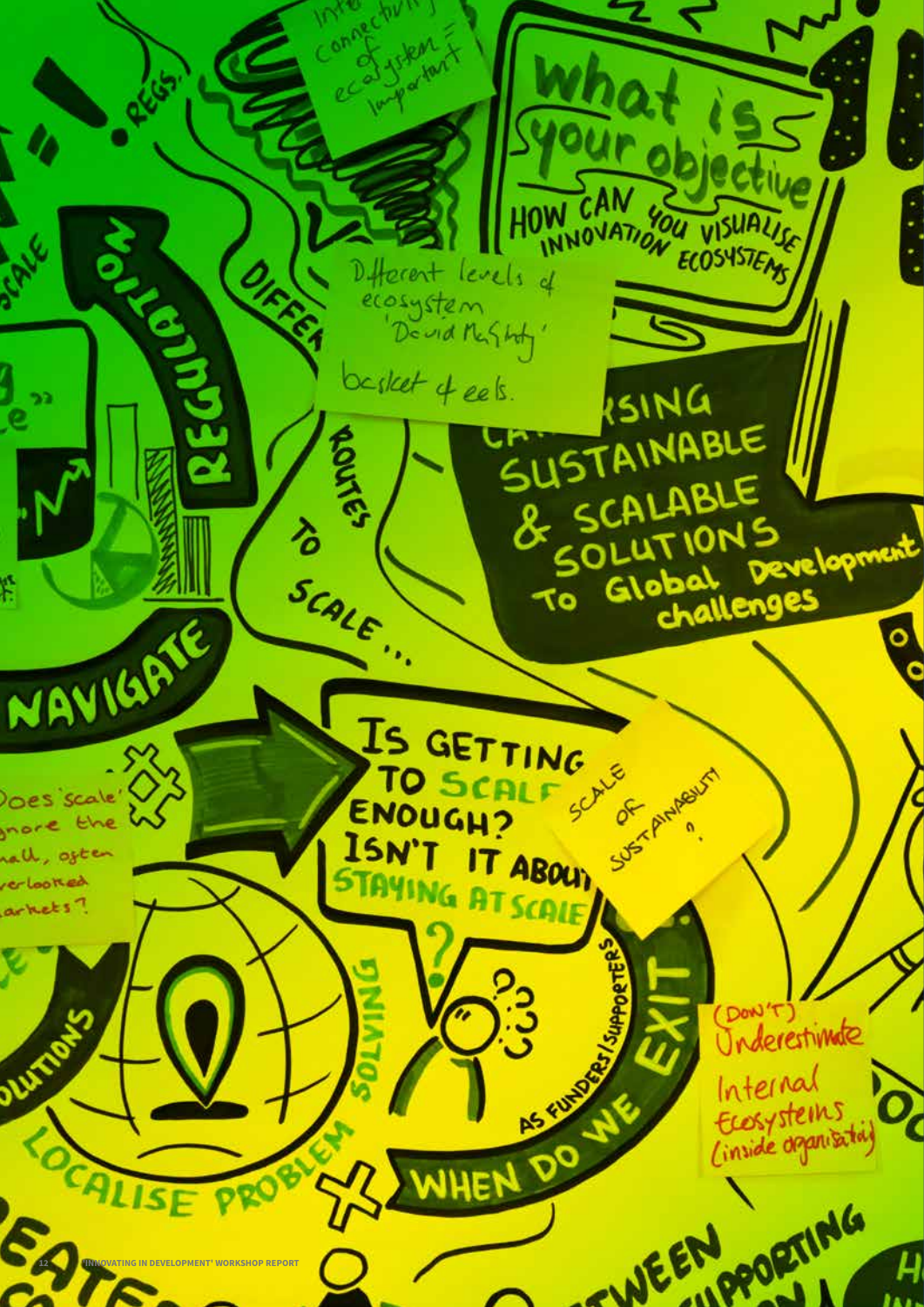Inter connectivity of ecosystem = important

REGS.

What is your objective

HOW CAN YOU VISUALISE INNOVATION ECOSYSTEMS

Different levels of ecosystem
'David McGinty'
basket of eels.

SCALE

REGULATION

DIFFERENT ROUTES TO SCALE...

CA...SING SUSTAINABLE & SCALABLE SOLUTIONS To Global Development challenges

NAVIGATE

Does 'scale' ignore the small, often overlooked markets?

IS GETTING TO SCALE ENOUGH? ISN'T IT ABOUT STAYING AT SCALE?

SCALE OF SUSTAINABILITY?

SOLUTIONS

LOCALISE PROBLEM SOLVING

AS FUNDERS/SUPPORTERS WHEN DO WE EXIT...

(DON'T) Underestimate Internal Ecosystems (inside organisations)

...TWEEN

...PPORTING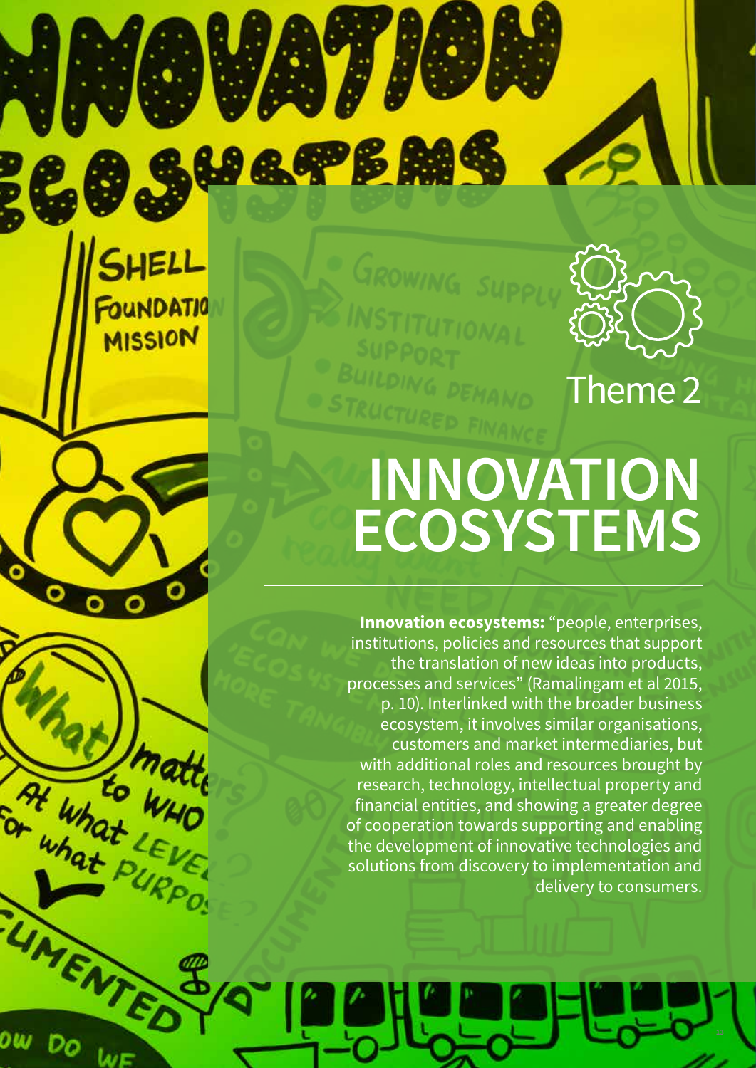Theme 2

# INNOVATION ECOSYSTEMS

**Innovation ecosystems:** "people, enterprises, institutions, policies and resources that support the translation of new ideas into products, processes and services" (Ramalingam et al 2015, p. 10). Interlinked with the broader business ecosystem, it involves similar organisations, customers and market intermediaries, but with additional roles and resources brought by research, technology, intellectual property and financial entities, and showing a greater degree of cooperation towards supporting and enabling the development of innovative technologies and solutions from discovery to implementation and delivery to consumers.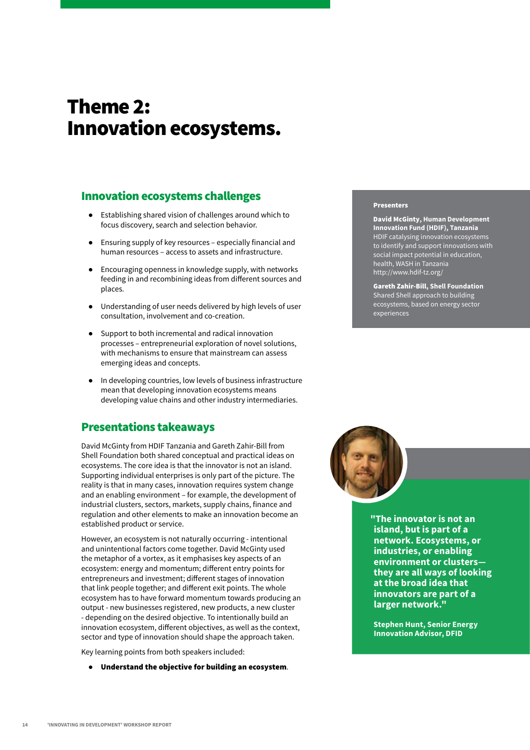# Theme 2: Innovation ecosystems.

## Innovation ecosystems challenges

- Establishing shared vision of challenges around which to focus discovery, search and selection behavior.
- Ensuring supply of key resources – especially financial and human resources – access to assets and infrastructure.
- Encouraging openness in knowledge supply, with networks feeding in and recombining ideas from different sources and places.
- Understanding of user needs delivered by high levels of user consultation, involvement and co-creation.
- Support to both incremental and radical innovation processes – entrepreneurial exploration of novel solutions, with mechanisms to ensure that mainstream can assess emerging ideas and concepts.
- In developing countries, low levels of business infrastructure mean that developing innovation ecosystems means developing value chains and other industry intermediaries.

**Presenters**

**David McGinty, Human Development Innovation Fund (HDIF), Tanzania**
HDIF catalysing innovation ecosystems to identify and support innovations with social impact potential in education, health, WASH in Tanzania
http://www.hdif-tz.org/

**Gareth Zahir-Bill, Shell Foundation**
Shared Shell approach to building ecosystems, based on energy sector experiences

## Presentations takeaways

David McGinty from HDIF Tanzania and Gareth Zahir-Bill from Shell Foundation both shared conceptual and practical ideas on ecosystems. The core idea is that the innovator is not an island. Supporting individual enterprises is only part of the picture. The reality is that in many cases, innovation requires system change and an enabling environment – for example, the development of industrial clusters, sectors, markets, supply chains, finance and regulation and other elements to make an innovation become an established product or service.

However, an ecosystem is not naturally occurring - intentional and unintentional factors come together. David McGinty used the metaphor of a vortex, as it emphasises key aspects of an ecosystem: energy and momentum; different entry points for entrepreneurs and investment; different stages of innovation that link people together; and different exit points. The whole ecosystem has to have forward momentum towards producing an output - new businesses registered, new products, a new cluster - depending on the desired objective. To intentionally build an innovation ecosystem, different objectives, as well as the context, sector and type of innovation should shape the approach taken.

Key learning points from both speakers included:

- **Understand the objective for building an ecosystem**.

**"The innovator is not an island, but is part of a network. Ecosystems, or industries, or enabling environment or clusters—they are all ways of looking at the broad idea that innovators are part of a larger network."**

**Stephen Hunt, Senior Energy Innovation Advisor, DFID**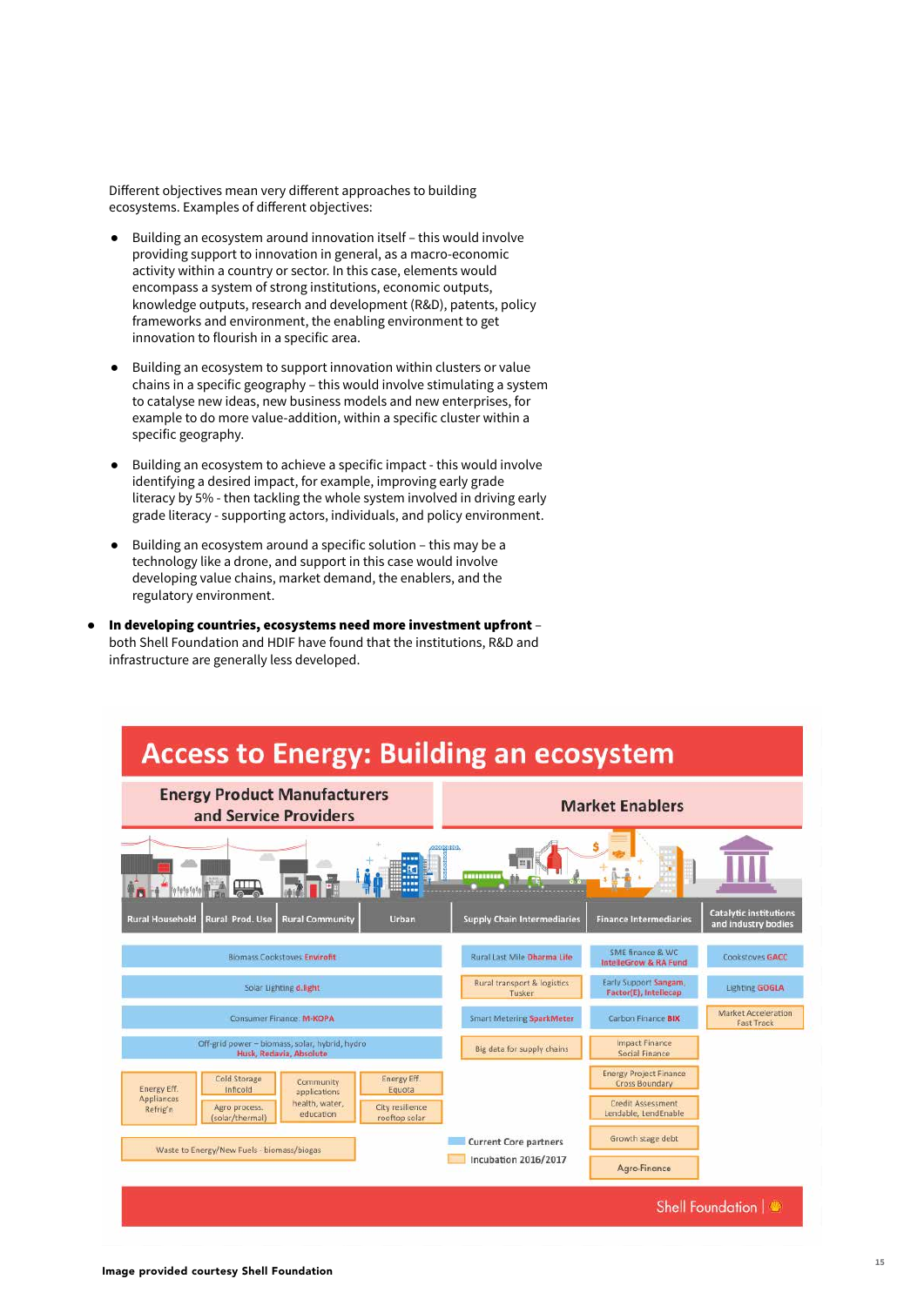Different objectives mean very different approaches to building ecosystems. Examples of different objectives:

- Building an ecosystem around innovation itself – this would involve providing support to innovation in general, as a macro-economic activity within a country or sector. In this case, elements would encompass a system of strong institutions, economic outputs, knowledge outputs, research and development (R&D), patents, policy frameworks and environment, the enabling environment to get innovation to flourish in a specific area.

- Building an ecosystem to support innovation within clusters or value chains in a specific geography – this would involve stimulating a system to catalyse new ideas, new business models and new enterprises, for example to do more value-addition, within a specific cluster within a specific geography.

- Building an ecosystem to achieve a specific impact - this would involve identifying a desired impact, for example, improving early grade literacy by 5% - then tackling the whole system involved in driving early grade literacy - supporting actors, individuals, and policy environment.

- Building an ecosystem around a specific solution – this may be a technology like a drone, and support in this case would involve developing value chains, market demand, the enablers, and the regulatory environment.

- **In developing countries, ecosystems need more investment upfront** – both Shell Foundation and HDIF have found that the institutions, R&D and infrastructure are generally less developed.

Image provided courtesy Shell Foundation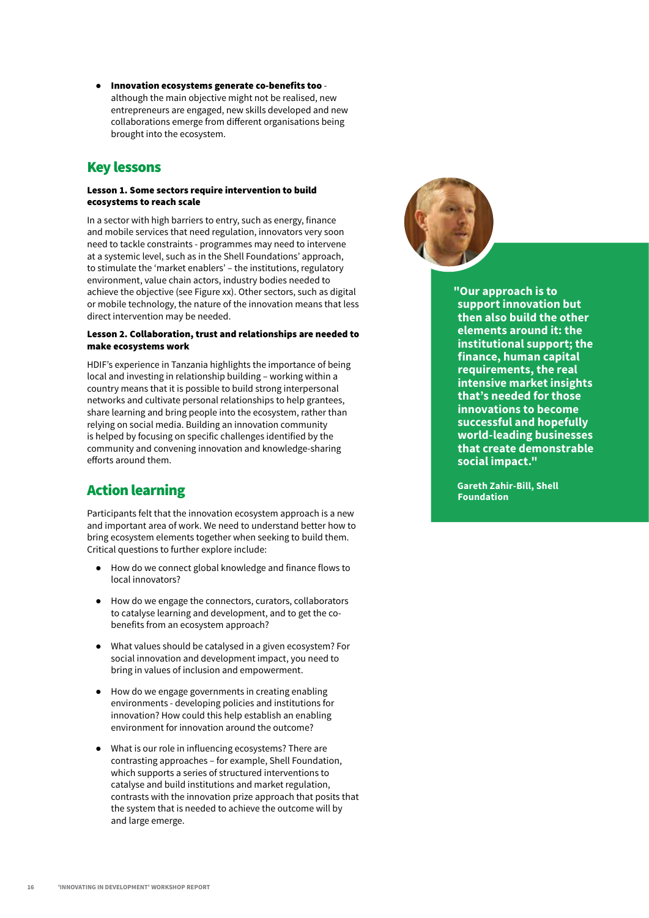- **Innovation ecosystems generate co-benefits too** - although the main objective might not be realised, new entrepreneurs are engaged, new skills developed and new collaborations emerge from different organisations being brought into the ecosystem.

## Key lessons

**Lesson 1. Some sectors require intervention to build ecosystems to reach scale**

In a sector with high barriers to entry, such as energy, finance and mobile services that need regulation, innovators very soon need to tackle constraints - programmes may need to intervene at a systemic level, such as in the Shell Foundations' approach, to stimulate the 'market enablers' – the institutions, regulatory environment, value chain actors, industry bodies needed to achieve the objective (see Figure xx). Other sectors, such as digital or mobile technology, the nature of the innovation means that less direct intervention may be needed.

**Lesson 2. Collaboration, trust and relationships are needed to make ecosystems work**

HDIF's experience in Tanzania highlights the importance of being local and investing in relationship building – working within a country means that it is possible to build strong interpersonal networks and cultivate personal relationships to help grantees, share learning and bring people into the ecosystem, rather than relying on social media. Building an innovation community is helped by focusing on specific challenges identified by the community and convening innovation and knowledge-sharing efforts around them.

## Action learning

Participants felt that the innovation ecosystem approach is a new and important area of work. We need to understand better how to bring ecosystem elements together when seeking to build them. Critical questions to further explore include:

- How do we connect global knowledge and finance flows to local innovators?
- How do we engage the connectors, curators, collaborators to catalyse learning and development, and to get the co-benefits from an ecosystem approach?
- What values should be catalysed in a given ecosystem? For social innovation and development impact, you need to bring in values of inclusion and empowerment.
- How do we engage governments in creating enabling environments - developing policies and institutions for innovation? How could this help establish an enabling environment for innovation around the outcome?
- What is our role in influencing ecosystems? There are contrasting approaches – for example, Shell Foundation, which supports a series of structured interventions to catalyse and build institutions and market regulation, contrasts with the innovation prize approach that posits that the system that is needed to achieve the outcome will by and large emerge.

**"Our approach is to support innovation but then also build the other elements around it: the institutional support; the finance, human capital requirements, the real intensive market insights that's needed for those innovations to become successful and hopefully world-leading businesses that create demonstrable social impact."**

**Gareth Zahir-Bill, Shell Foundation**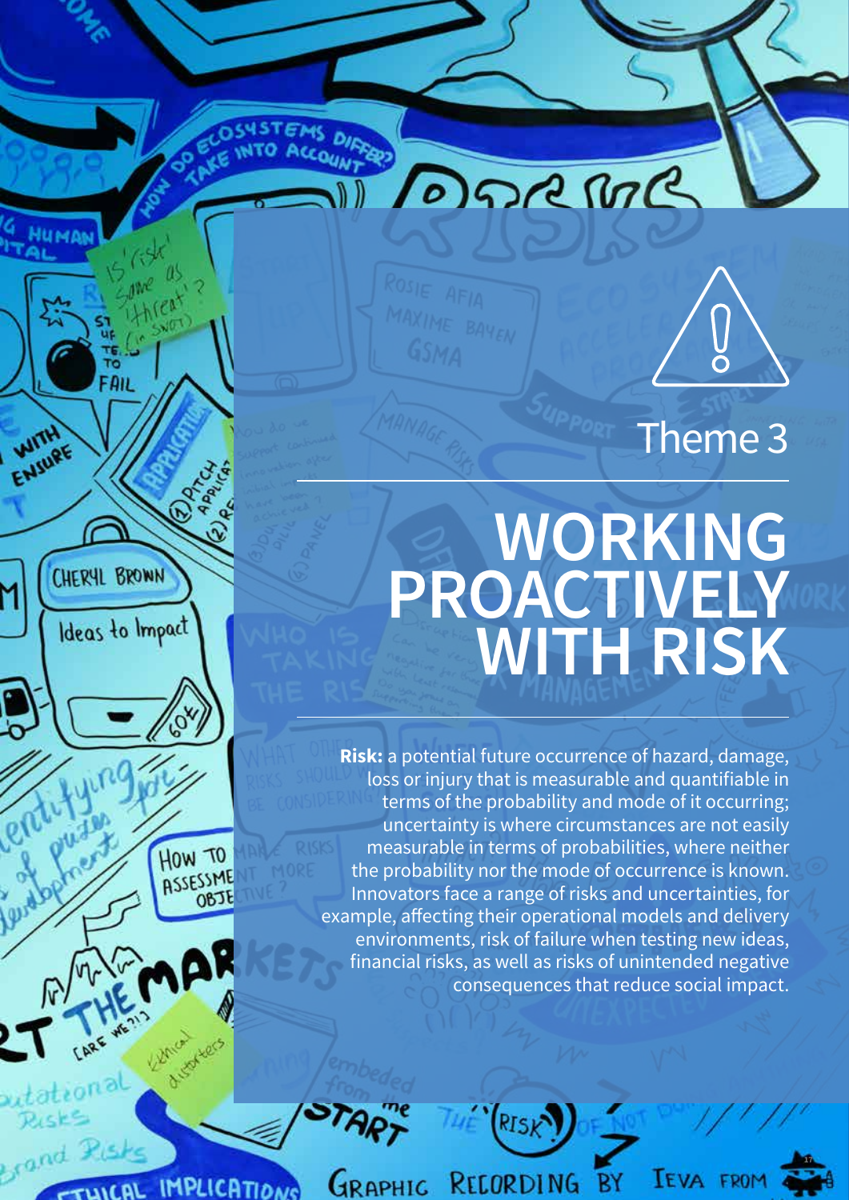Theme 3

# WORKING PROACTIVELY WITH RISK

**Risk:** a potential future occurrence of hazard, damage, loss or injury that is measurable and quantifiable in terms of the probability and mode of it occurring; uncertainty is where circumstances are not easily measurable in terms of probabilities, where neither the probability nor the mode of occurrence is known. Innovators face a range of risks and uncertainties, for example, affecting their operational models and delivery environments, risk of failure when testing new ideas, financial risks, as well as risks of unintended negative consequences that reduce social impact.

GRAPHIC RECORDING BY IEVA FROM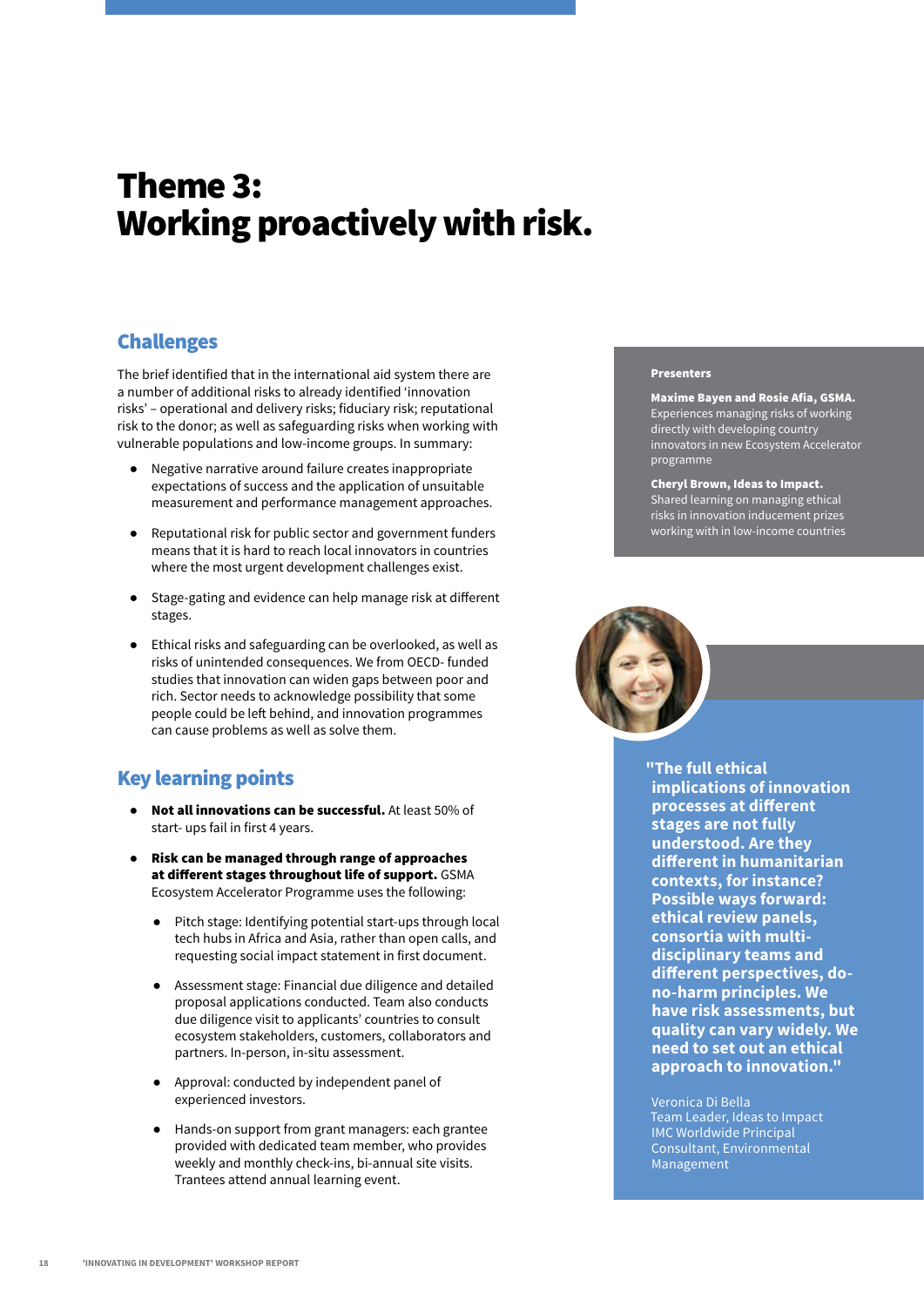# Theme 3: Working proactively with risk.

## Challenges

The brief identified that in the international aid system there are a number of additional risks to already identified 'innovation risks' – operational and delivery risks; fiduciary risk; reputational risk to the donor; as well as safeguarding risks when working with vulnerable populations and low-income groups. In summary:

- Negative narrative around failure creates inappropriate expectations of success and the application of unsuitable measurement and performance management approaches.
- Reputational risk for public sector and government funders means that it is hard to reach local innovators in countries where the most urgent development challenges exist.
- Stage-gating and evidence can help manage risk at different stages.
- Ethical risks and safeguarding can be overlooked, as well as risks of unintended consequences. We from OECD- funded studies that innovation can widen gaps between poor and rich. Sector needs to acknowledge possibility that some people could be left behind, and innovation programmes can cause problems as well as solve them.

## Key learning points

- **Not all innovations can be successful.** At least 50% of start- ups fail in first 4 years.
- **Risk can be managed through range of approaches at different stages throughout life of support.** GSMA Ecosystem Accelerator Programme uses the following:
  - Pitch stage: Identifying potential start-ups through local tech hubs in Africa and Asia, rather than open calls, and requesting social impact statement in first document.
  - Assessment stage: Financial due diligence and detailed proposal applications conducted. Team also conducts due diligence visit to applicants' countries to consult ecosystem stakeholders, customers, collaborators and partners. In-person, in-situ assessment.
  - Approval: conducted by independent panel of experienced investors.
  - Hands-on support from grant managers: each grantee provided with dedicated team member, who provides weekly and monthly check-ins, bi-annual site visits. Trantees attend annual learning event.

**Presenters**

**Maxime Bayen and Rosie Afia, GSMA.** Experiences managing risks of working directly with developing country innovators in new Ecosystem Accelerator programme

**Cheryl Brown, Ideas to Impact.** Shared learning on managing ethical risks in innovation inducement prizes working with in low-income countries

**"The full ethical implications of innovation processes at different stages are not fully understood. Are they different in humanitarian contexts, for instance? Possible ways forward: ethical review panels, consortia with multi-disciplinary teams and different perspectives, do-no-harm principles. We have risk assessments, but quality can vary widely. We need to set out an ethical approach to innovation."**

Veronica Di Bella
Team Leader, Ideas to Impact
IMC Worldwide Principal Consultant, Environmental Management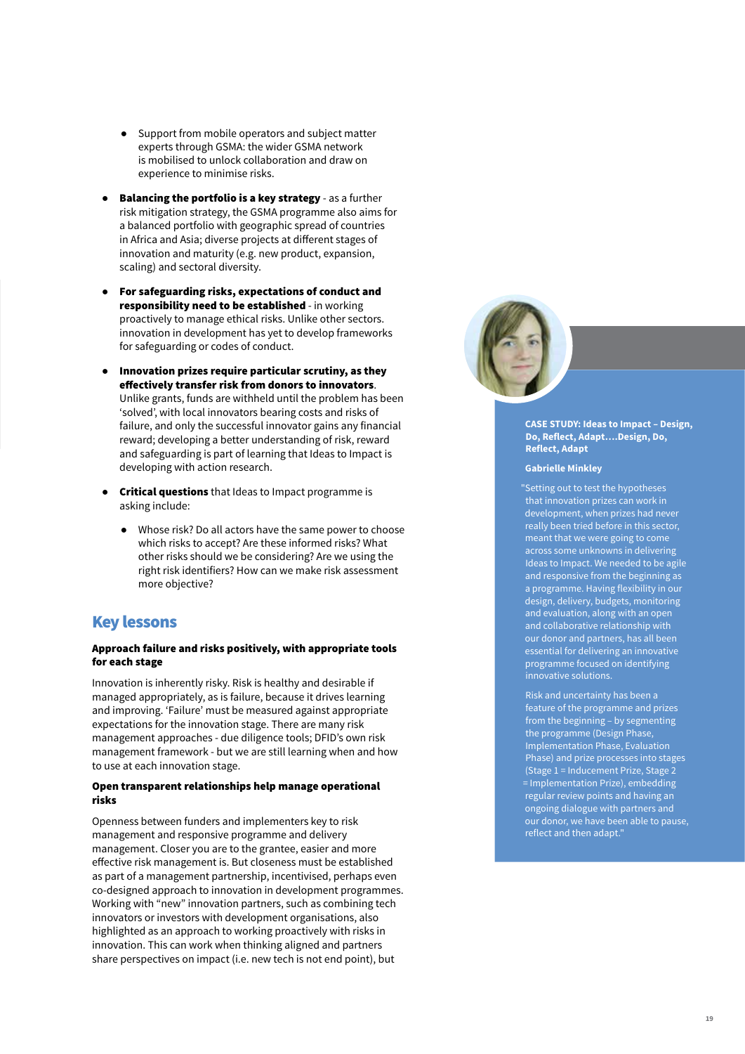- Support from mobile operators and subject matter experts through GSMA: the wider GSMA network is mobilised to unlock collaboration and draw on experience to minimise risks.

- **Balancing the portfolio is a key strategy** - as a further risk mitigation strategy, the GSMA programme also aims for a balanced portfolio with geographic spread of countries in Africa and Asia; diverse projects at different stages of innovation and maturity (e.g. new product, expansion, scaling) and sectoral diversity.

- **For safeguarding risks, expectations of conduct and responsibility need to be established** - in working proactively to manage ethical risks. Unlike other sectors. innovation in development has yet to develop frameworks for safeguarding or codes of conduct.

- **Innovation prizes require particular scrutiny, as they effectively transfer risk from donors to innovators**. Unlike grants, funds are withheld until the problem has been 'solved', with local innovators bearing costs and risks of failure, and only the successful innovator gains any financial reward; developing a better understanding of risk, reward and safeguarding is part of learning that Ideas to Impact is developing with action research.

- **Critical questions** that Ideas to Impact programme is asking include:

  - Whose risk? Do all actors have the same power to choose which risks to accept? Are these informed risks? What other risks should we be considering? Are we using the right risk identifiers? How can we make risk assessment more objective?

## Key lessons

### Approach failure and risks positively, with appropriate tools for each stage

Innovation is inherently risky. Risk is healthy and desirable if managed appropriately, as is failure, because it drives learning and improving. 'Failure' must be measured against appropriate expectations for the innovation stage. There are many risk management approaches - due diligence tools; DFID's own risk management framework - but we are still learning when and how to use at each innovation stage.

### Open transparent relationships help manage operational risks

Openness between funders and implementers key to risk management and responsive programme and delivery management. Closer you are to the grantee, easier and more effective risk management is. But closeness must be established as part of a management partnership, incentivised, perhaps even co-designed approach to innovation in development programmes. Working with "new" innovation partners, such as combining tech innovators or investors with development organisations, also highlighted as an approach to working proactively with risks in innovation. This can work when thinking aligned and partners share perspectives on impact (i.e. new tech is not end point), but

**CASE STUDY: Ideas to Impact – Design, Do, Reflect, Adapt….Design, Do, Reflect, Adapt**

**Gabrielle Minkley**

"Setting out to test the hypotheses that innovation prizes can work in development, when prizes had never really been tried before in this sector, meant that we were going to come across some unknowns in delivering Ideas to Impact. We needed to be agile and responsive from the beginning as a programme. Having flexibility in our design, delivery, budgets, monitoring and evaluation, along with an open and collaborative relationship with our donor and partners, has all been essential for delivering an innovative programme focused on identifying innovative solutions.

Risk and uncertainty has been a feature of the programme and prizes from the beginning – by segmenting the programme (Design Phase, Implementation Phase, Evaluation Phase) and prize processes into stages (Stage 1 = Inducement Prize, Stage 2 = Implementation Prize), embedding regular review points and having an ongoing dialogue with partners and our donor, we have been able to pause, reflect and then adapt."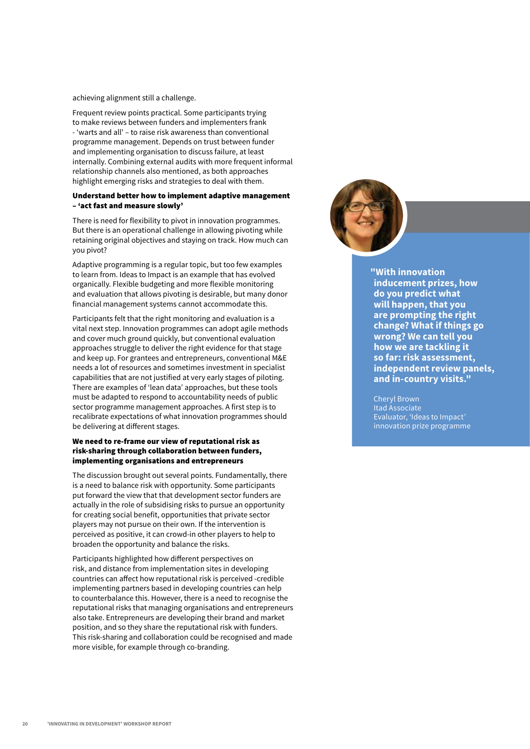achieving alignment still a challenge.

Frequent review points practical. Some participants trying to make reviews between funders and implementers frank - 'warts and all' – to raise risk awareness than conventional programme management. Depends on trust between funder and implementing organisation to discuss failure, at least internally. Combining external audits with more frequent informal relationship channels also mentioned, as both approaches highlight emerging risks and strategies to deal with them.

**Understand better how to implement adaptive management – 'act fast and measure slowly'**

There is need for flexibility to pivot in innovation programmes. But there is an operational challenge in allowing pivoting while retaining original objectives and staying on track. How much can you pivot?

Adaptive programming is a regular topic, but too few examples to learn from. Ideas to Impact is an example that has evolved organically. Flexible budgeting and more flexible monitoring and evaluation that allows pivoting is desirable, but many donor financial management systems cannot accommodate this.

Participants felt that the right monitoring and evaluation is a vital next step. Innovation programmes can adopt agile methods and cover much ground quickly, but conventional evaluation approaches struggle to deliver the right evidence for that stage and keep up. For grantees and entrepreneurs, conventional M&E needs a lot of resources and sometimes investment in specialist capabilities that are not justified at very early stages of piloting. There are examples of 'lean data' approaches, but these tools must be adapted to respond to accountability needs of public sector programme management approaches. A first step is to recalibrate expectations of what innovation programmes should be delivering at different stages.

**We need to re-frame our view of reputational risk as risk-sharing through collaboration between funders, implementing organisations and entrepreneurs**

The discussion brought out several points. Fundamentally, there is a need to balance risk with opportunity. Some participants put forward the view that that development sector funders are actually in the role of subsidising risks to pursue an opportunity for creating social benefit, opportunities that private sector players may not pursue on their own. If the intervention is perceived as positive, it can crowd-in other players to help to broaden the opportunity and balance the risks.

Participants highlighted how different perspectives on risk, and distance from implementation sites in developing countries can affect how reputational risk is perceived -credible implementing partners based in developing countries can help to counterbalance this. However, there is a need to recognise the reputational risks that managing organisations and entrepreneurs also take. Entrepreneurs are developing their brand and market position, and so they share the reputational risk with funders. This risk-sharing and collaboration could be recognised and made more visible, for example through co-branding.

**"With innovation inducement prizes, how do you predict what will happen, that you are prompting the right change? What if things go wrong? We can tell you how we are tackling it so far: risk assessment, independent review panels, and in-country visits."**

Cheryl Brown
Itad Associate
Evaluator, 'Ideas to Impact' innovation prize programme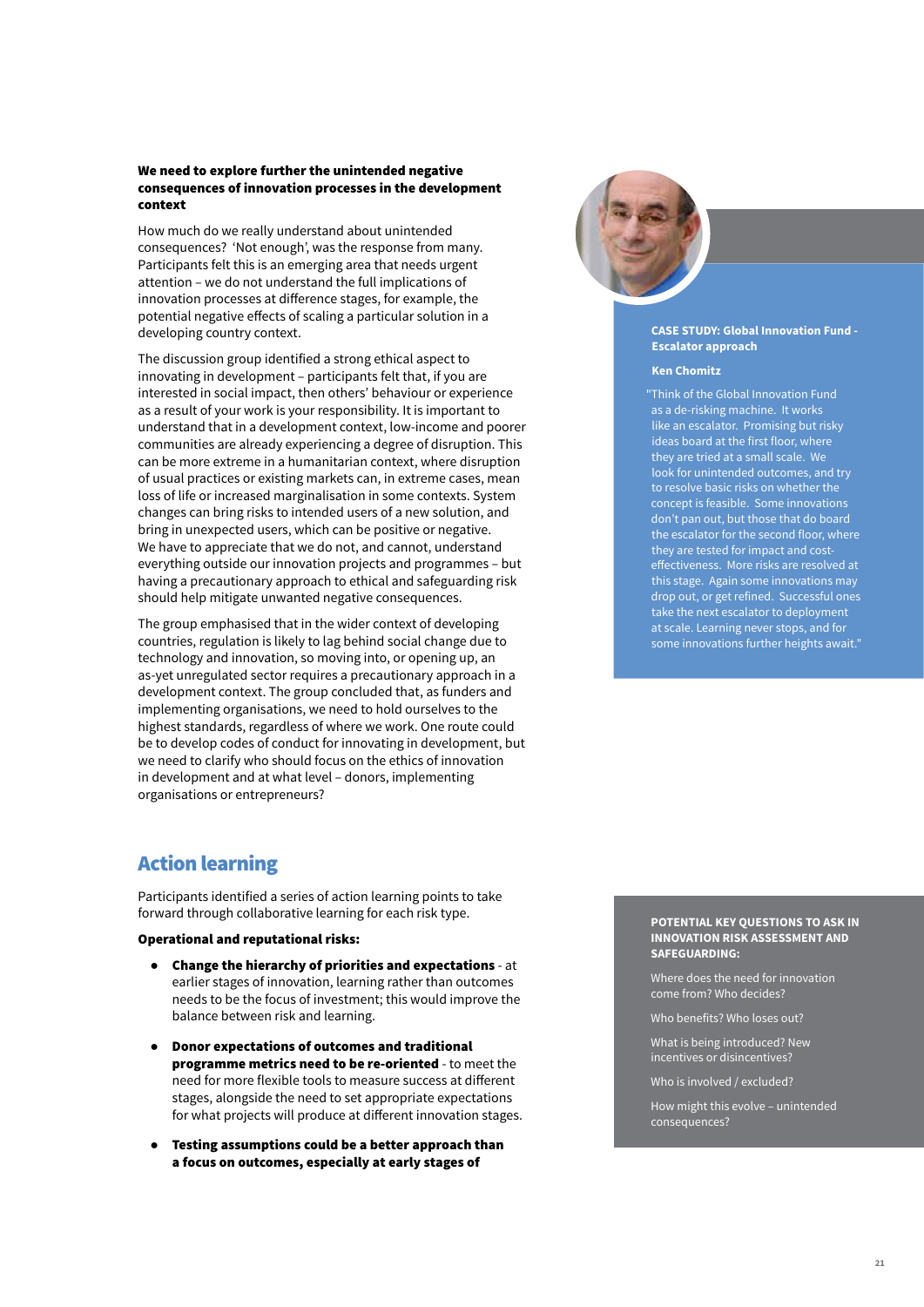**We need to explore further the unintended negative consequences of innovation processes in the development context**

How much do we really understand about unintended consequences? 'Not enough', was the response from many. Participants felt this is an emerging area that needs urgent attention – we do not understand the full implications of innovation processes at difference stages, for example, the potential negative effects of scaling a particular solution in a developing country context.

The discussion group identified a strong ethical aspect to innovating in development – participants felt that, if you are interested in social impact, then others' behaviour or experience as a result of your work is your responsibility. It is important to understand that in a development context, low-income and poorer communities are already experiencing a degree of disruption. This can be more extreme in a humanitarian context, where disruption of usual practices or existing markets can, in extreme cases, mean loss of life or increased marginalisation in some contexts. System changes can bring risks to intended users of a new solution, and bring in unexpected users, which can be positive or negative. We have to appreciate that we do not, and cannot, understand everything outside our innovation projects and programmes – but having a precautionary approach to ethical and safeguarding risk should help mitigate unwanted negative consequences.

The group emphasised that in the wider context of developing countries, regulation is likely to lag behind social change due to technology and innovation, so moving into, or opening up, an as-yet unregulated sector requires a precautionary approach in a development context. The group concluded that, as funders and implementing organisations, we need to hold ourselves to the highest standards, regardless of where we work. One route could be to develop codes of conduct for innovating in development, but we need to clarify who should focus on the ethics of innovation in development and at what level – donors, implementing organisations or entrepreneurs?

**CASE STUDY: Global Innovation Fund - Escalator approach**

**Ken Chomitz**

"Think of the Global Innovation Fund as a de-risking machine. It works like an escalator. Promising but risky ideas board at the first floor, where they are tried at a small scale. We look for unintended outcomes, and try to resolve basic risks on whether the concept is feasible. Some innovations don't pan out, but those that do board the escalator for the second floor, where they are tested for impact and cost-effectiveness. More risks are resolved at this stage. Again some innovations may drop out, or get refined. Successful ones take the next escalator to deployment at scale. Learning never stops, and for some innovations further heights await."

## Action learning

Participants identified a series of action learning points to take forward through collaborative learning for each risk type.

**Operational and reputational risks:**

- **Change the hierarchy of priorities and expectations** - at earlier stages of innovation, learning rather than outcomes needs to be the focus of investment; this would improve the balance between risk and learning.
- **Donor expectations of outcomes and traditional programme metrics need to be re-oriented** - to meet the need for more flexible tools to measure success at different stages, alongside the need to set appropriate expectations for what projects will produce at different innovation stages.
- **Testing assumptions could be a better approach than a focus on outcomes, especially at early stages of**

**POTENTIAL KEY QUESTIONS TO ASK IN INNOVATION RISK ASSESSMENT AND SAFEGUARDING:**

Where does the need for innovation come from? Who decides?

Who benefits? Who loses out?

What is being introduced? New incentives or disincentives?

Who is involved / excluded?

How might this evolve – unintended consequences?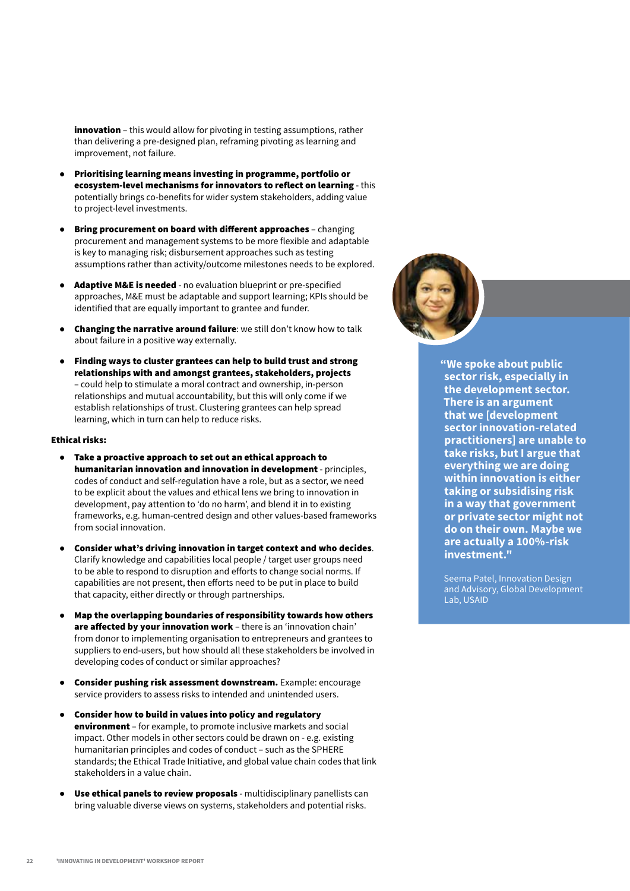**innovation** – this would allow for pivoting in testing assumptions, rather than delivering a pre-designed plan, reframing pivoting as learning and improvement, not failure.

- **Prioritising learning means investing in programme, portfolio or ecosystem-level mechanisms for innovators to reflect on learning** - this potentially brings co-benefits for wider system stakeholders, adding value to project-level investments.
- **Bring procurement on board with different approaches** – changing procurement and management systems to be more flexible and adaptable is key to managing risk; disbursement approaches such as testing assumptions rather than activity/outcome milestones needs to be explored.
- **Adaptive M&E is needed** - no evaluation blueprint or pre-specified approaches, M&E must be adaptable and support learning; KPIs should be identified that are equally important to grantee and funder.
- **Changing the narrative around failure**: we still don't know how to talk about failure in a positive way externally.
- **Finding ways to cluster grantees can help to build trust and strong relationships with and amongst grantees, stakeholders, projects** – could help to stimulate a moral contract and ownership, in-person relationships and mutual accountability, but this will only come if we establish relationships of trust. Clustering grantees can help spread learning, which in turn can help to reduce risks.

**Ethical risks:**

- **Take a proactive approach to set out an ethical approach to humanitarian innovation and innovation in development** - principles, codes of conduct and self-regulation have a role, but as a sector, we need to be explicit about the values and ethical lens we bring to innovation in development, pay attention to 'do no harm', and blend it in to existing frameworks, e.g. human-centred design and other values-based frameworks from social innovation.
- **Consider what's driving innovation in target context and who decides**. Clarify knowledge and capabilities local people / target user groups need to be able to respond to disruption and efforts to change social norms. If capabilities are not present, then efforts need to be put in place to build that capacity, either directly or through partnerships.
- **Map the overlapping boundaries of responsibility towards how others are affected by your innovation work** – there is an 'innovation chain' from donor to implementing organisation to entrepreneurs and grantees to suppliers to end-users, but how should all these stakeholders be involved in developing codes of conduct or similar approaches?
- **Consider pushing risk assessment downstream.** Example: encourage service providers to assess risks to intended and unintended users.
- **Consider how to build in values into policy and regulatory environment** – for example, to promote inclusive markets and social impact. Other models in other sectors could be drawn on - e.g. existing humanitarian principles and codes of conduct – such as the SPHERE standards; the Ethical Trade Initiative, and global value chain codes that link stakeholders in a value chain.
- **Use ethical panels to review proposals** - multidisciplinary panellists can bring valuable diverse views on systems, stakeholders and potential risks.

> **"We spoke about public sector risk, especially in the development sector. There is an argument that we [development sector innovation-related practitioners] are unable to take risks, but I argue that everything we are doing within innovation is either taking or subsidising risk in a way that government or private sector might not do on their own. Maybe we are actually a 100%-risk investment."**
>
> Seema Patel, Innovation Design and Advisory, Global Development Lab, USAID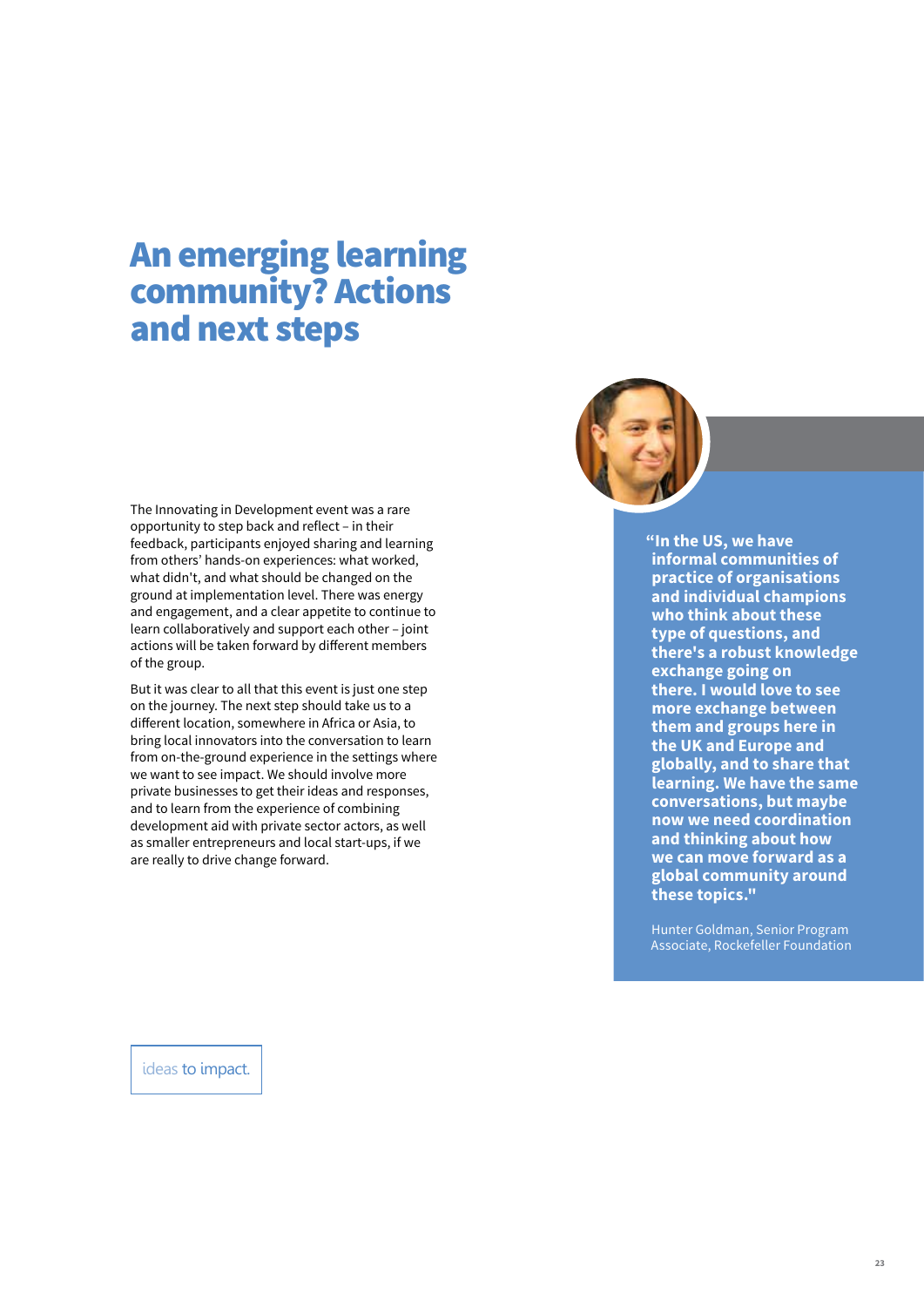# An emerging learning community? Actions and next steps

The Innovating in Development event was a rare opportunity to step back and reflect – in their feedback, participants enjoyed sharing and learning from others' hands-on experiences: what worked, what didn't, and what should be changed on the ground at implementation level. There was energy and engagement, and a clear appetite to continue to learn collaboratively and support each other – joint actions will be taken forward by different members of the group.

But it was clear to all that this event is just one step on the journey. The next step should take us to a different location, somewhere in Africa or Asia, to bring local innovators into the conversation to learn from on-the-ground experience in the settings where we want to see impact. We should involve more private businesses to get their ideas and responses, and to learn from the experience of combining development aid with private sector actors, as well as smaller entrepreneurs and local start-ups, if we are really to drive change forward.

> **"In the US, we have informal communities of practice of organisations and individual champions who think about these type of questions, and there's a robust knowledge exchange going on there. I would love to see more exchange between them and groups here in the UK and Europe and globally, and to share that learning. We have the same conversations, but maybe now we need coordination and thinking about how we can move forward as a global community around these topics."**
>
> Hunter Goldman, Senior Program Associate, Rockefeller Foundation

ideas to impact.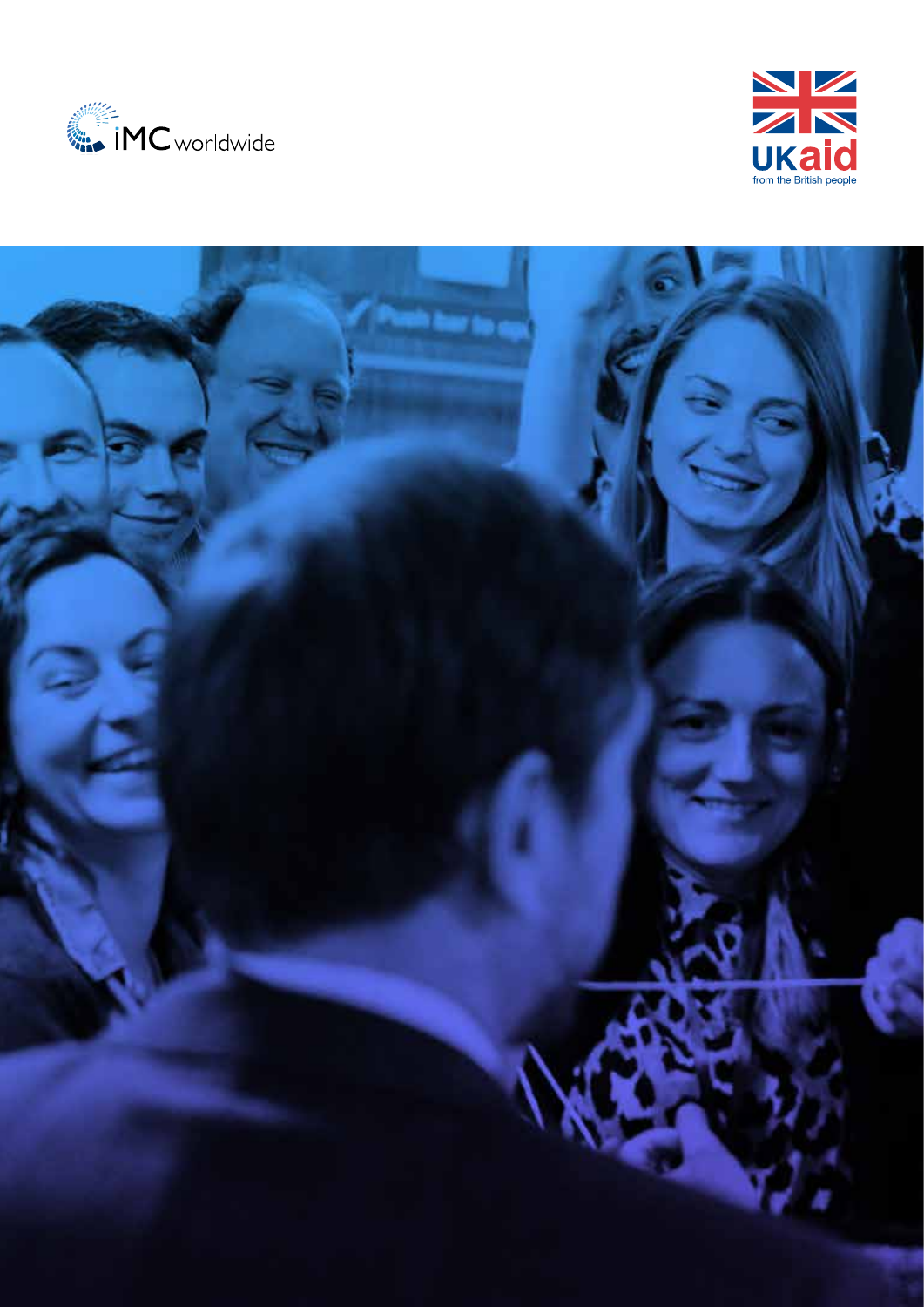iMC worldwide

UKaid
from the British people